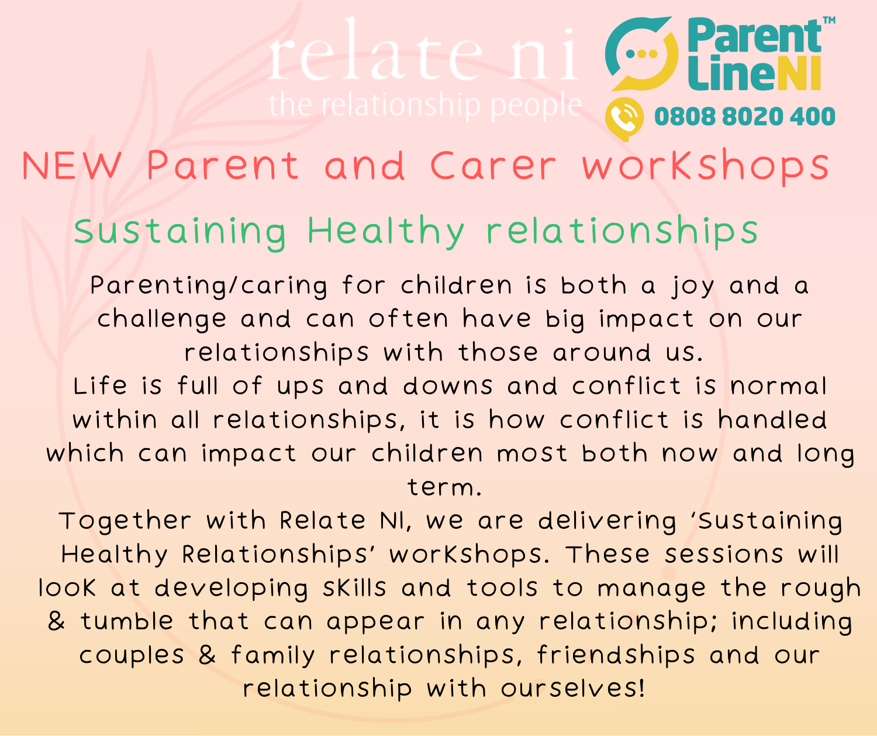relate ni

the relationship people

Parent Line NI™

0808 8020 400

# NEW Parent and Carer workshops

## Sustaining Healthy relationships

Parenting/caring for children is both a joy and a challenge and can often have big impact on our relationships with those around us.

Life is full of ups and downs and conflict is normal within all relationships, it is how conflict is handled which can impact our children most both now and long term.

Together with Relate NI, we are delivering 'Sustaining Healthy Relationships' workshops. These sessions will look at developing skills and tools to manage the rough & tumble that can appear in any relationship; including couples & family relationships, friendships and our relationship with ourselves!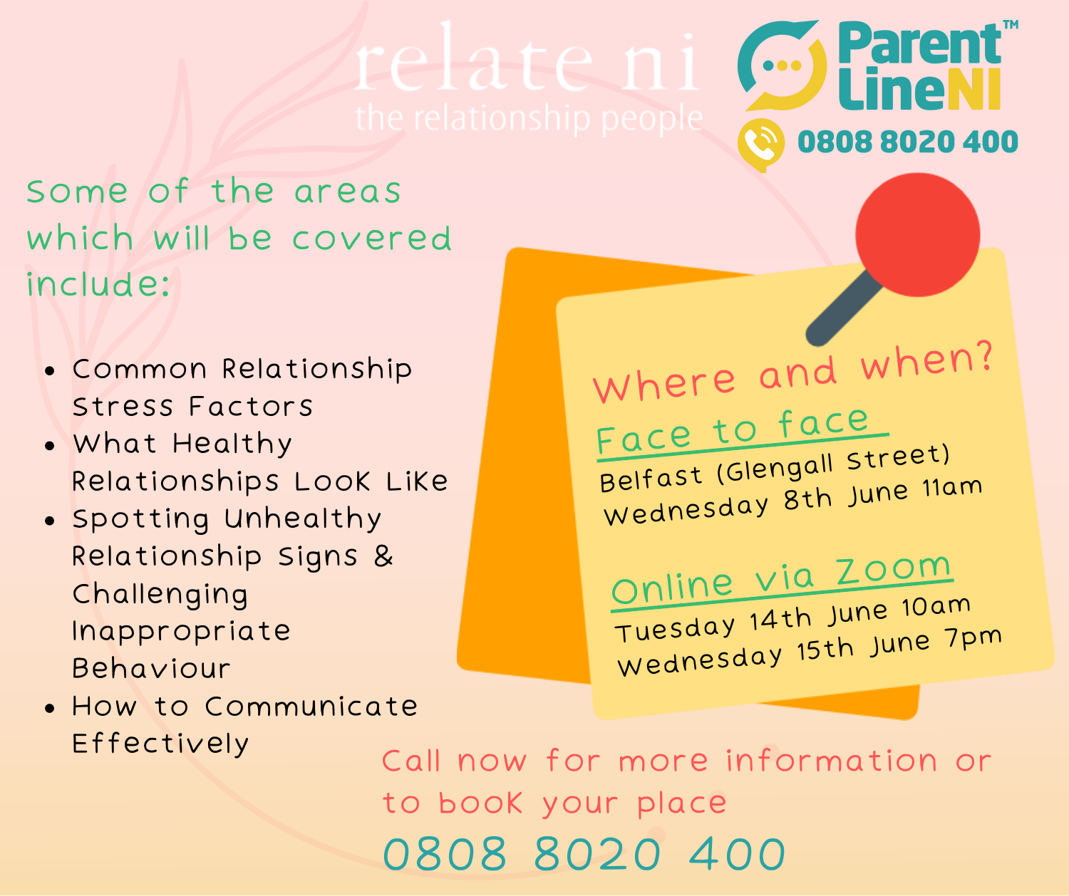relate ni
the relationship people

Parent LineNI™
0808 8020 400

Some of the areas which will be covered include:

- Common Relationship Stress Factors
- What Healthy Relationships Look Like
- Spotting Unhealthy Relationship Signs & Challenging Inappropriate Behaviour
- How to Communicate Effectively

## Where and when?

**Face to face**

Belfast (Glengall Street)
Wednesday 8th June 11am

**Online via Zoom**

Tuesday 14th June 10am
Wednesday 15th June 7pm

Call now for more information or to book your place

**0808 8020 400**